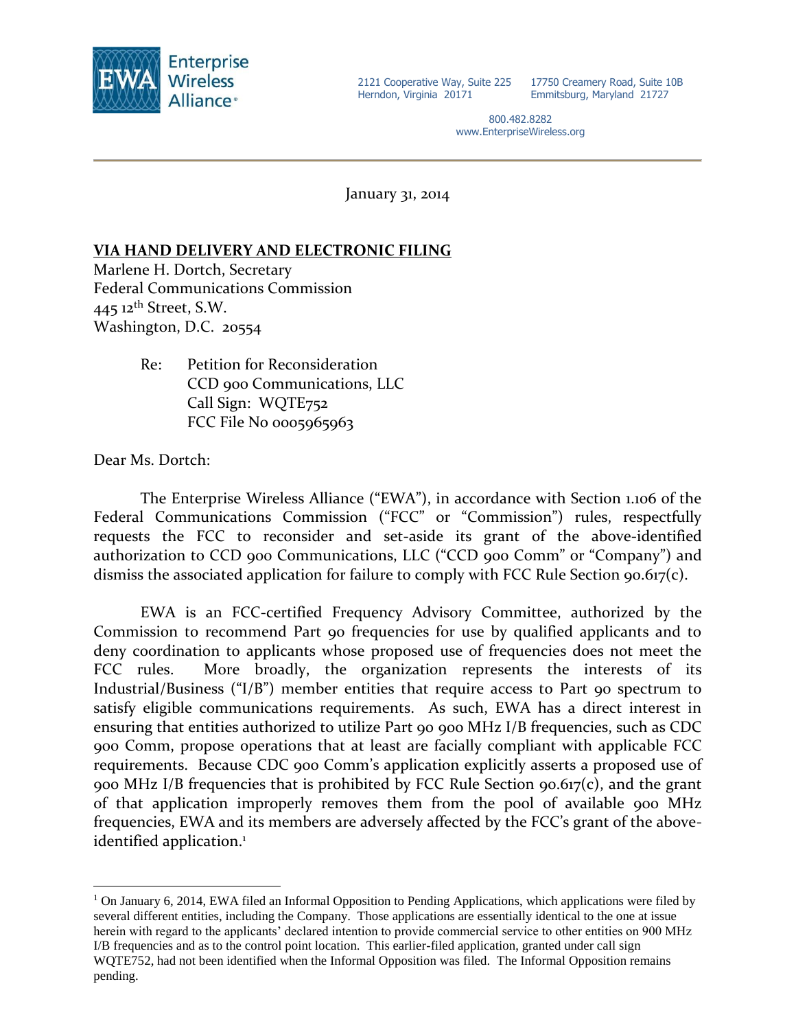Enterprise Wireless Alliance®

2121 Cooperative Way, Suite 225
Herndon, Virginia 20171

17750 Creamery Road, Suite 10B
Emmitsburg, Maryland 21727

800.482.8282
www.EnterpriseWireless.org

January 31, 2014

**VIA HAND DELIVERY AND ELECTRONIC FILING**

Marlene H. Dortch, Secretary
Federal Communications Commission
445 12th Street, S.W.
Washington, D.C. 20554

Re: Petition for Reconsideration
CCD 900 Communications, LLC
Call Sign: WQTE752
FCC File No 0005965963

Dear Ms. Dortch:

The Enterprise Wireless Alliance ("EWA"), in accordance with Section 1.106 of the Federal Communications Commission ("FCC" or "Commission") rules, respectfully requests the FCC to reconsider and set-aside its grant of the above-identified authorization to CCD 900 Communications, LLC ("CCD 900 Comm" or "Company") and dismiss the associated application for failure to comply with FCC Rule Section 90.617(c).

EWA is an FCC-certified Frequency Advisory Committee, authorized by the Commission to recommend Part 90 frequencies for use by qualified applicants and to deny coordination to applicants whose proposed use of frequencies does not meet the FCC rules. More broadly, the organization represents the interests of its Industrial/Business ("I/B") member entities that require access to Part 90 spectrum to satisfy eligible communications requirements. As such, EWA has a direct interest in ensuring that entities authorized to utilize Part 90 900 MHz I/B frequencies, such as CDC 900 Comm, propose operations that at least are facially compliant with applicable FCC requirements. Because CDC 900 Comm's application explicitly asserts a proposed use of 900 MHz I/B frequencies that is prohibited by FCC Rule Section 90.617(c), and the grant of that application improperly removes them from the pool of available 900 MHz frequencies, EWA and its members are adversely affected by the FCC's grant of the above-identified application.[1]

[1] On January 6, 2014, EWA filed an Informal Opposition to Pending Applications, which applications were filed by several different entities, including the Company. Those applications are essentially identical to the one at issue herein with regard to the applicants' declared intention to provide commercial service to other entities on 900 MHz I/B frequencies and as to the control point location. This earlier-filed application, granted under call sign WQTE752, had not been identified when the Informal Opposition was filed. The Informal Opposition remains pending.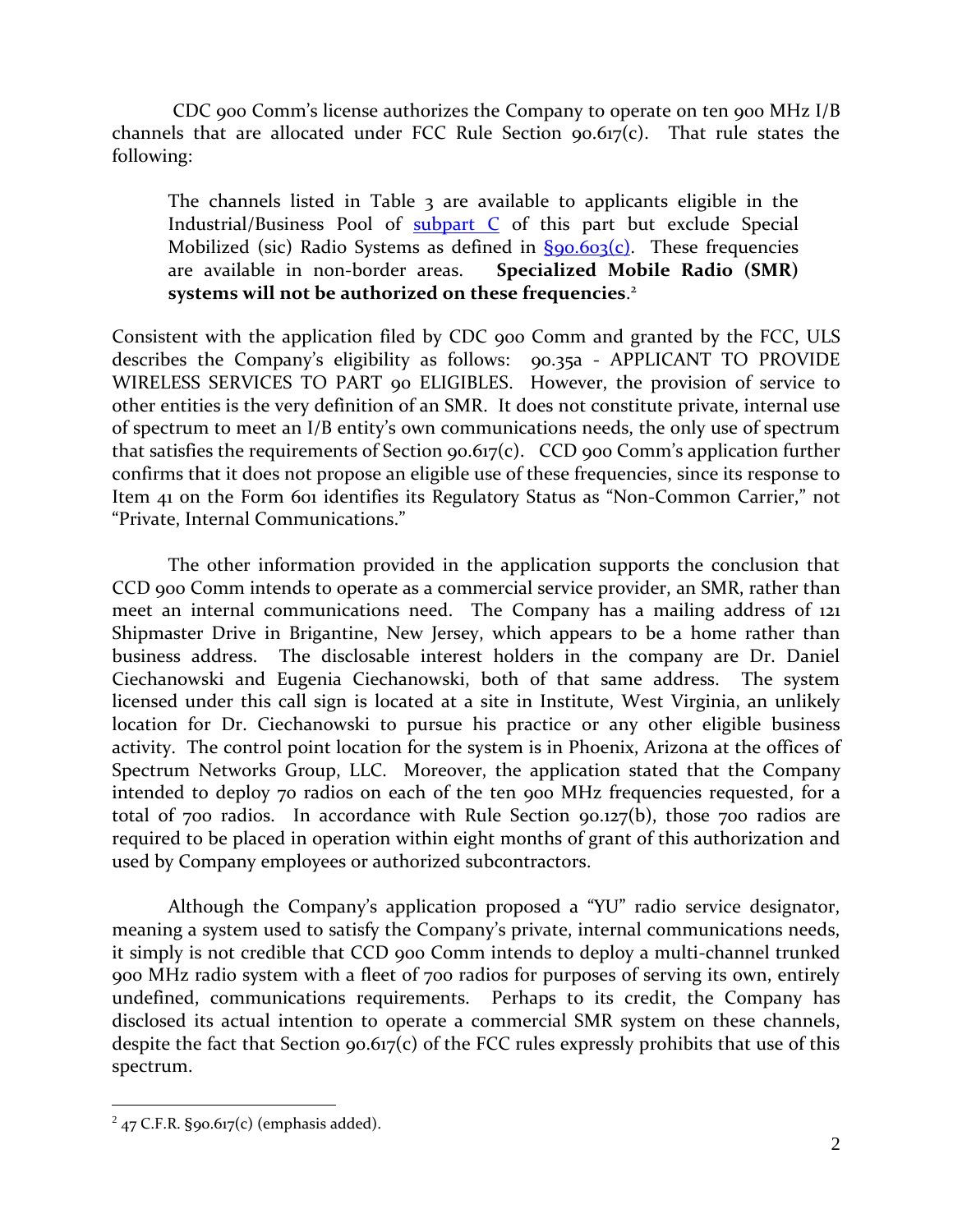CDC 900 Comm's license authorizes the Company to operate on ten 900 MHz I/B channels that are allocated under FCC Rule Section 90.617(c). That rule states the following:

> The channels listed in Table 3 are available to applicants eligible in the Industrial/Business Pool of [subpart C] of this part but exclude Special Mobilized (sic) Radio Systems as defined in [§90.603(c)]. These frequencies are available in non-border areas. **Specialized Mobile Radio (SMR) systems will not be authorized on these frequencies**.[2]

Consistent with the application filed by CDC 900 Comm and granted by the FCC, ULS describes the Company's eligibility as follows: 90.35a - APPLICANT TO PROVIDE WIRELESS SERVICES TO PART 90 ELIGIBLES. However, the provision of service to other entities is the very definition of an SMR. It does not constitute private, internal use of spectrum to meet an I/B entity's own communications needs, the only use of spectrum that satisfies the requirements of Section 90.617(c). CCD 900 Comm's application further confirms that it does not propose an eligible use of these frequencies, since its response to Item 41 on the Form 601 identifies its Regulatory Status as "Non-Common Carrier," not "Private, Internal Communications."

The other information provided in the application supports the conclusion that CCD 900 Comm intends to operate as a commercial service provider, an SMR, rather than meet an internal communications need. The Company has a mailing address of 121 Shipmaster Drive in Brigantine, New Jersey, which appears to be a home rather than business address. The disclosable interest holders in the company are Dr. Daniel Ciechanowski and Eugenia Ciechanowski, both of that same address. The system licensed under this call sign is located at a site in Institute, West Virginia, an unlikely location for Dr. Ciechanowski to pursue his practice or any other eligible business activity. The control point location for the system is in Phoenix, Arizona at the offices of Spectrum Networks Group, LLC. Moreover, the application stated that the Company intended to deploy 70 radios on each of the ten 900 MHz frequencies requested, for a total of 700 radios. In accordance with Rule Section 90.127(b), those 700 radios are required to be placed in operation within eight months of grant of this authorization and used by Company employees or authorized subcontractors.

Although the Company's application proposed a "YU" radio service designator, meaning a system used to satisfy the Company's private, internal communications needs, it simply is not credible that CCD 900 Comm intends to deploy a multi-channel trunked 900 MHz radio system with a fleet of 700 radios for purposes of serving its own, entirely undefined, communications requirements. Perhaps to its credit, the Company has disclosed its actual intention to operate a commercial SMR system on these channels, despite the fact that Section 90.617(c) of the FCC rules expressly prohibits that use of this spectrum.

---

[2] 47 C.F.R. §90.617(c) (emphasis added).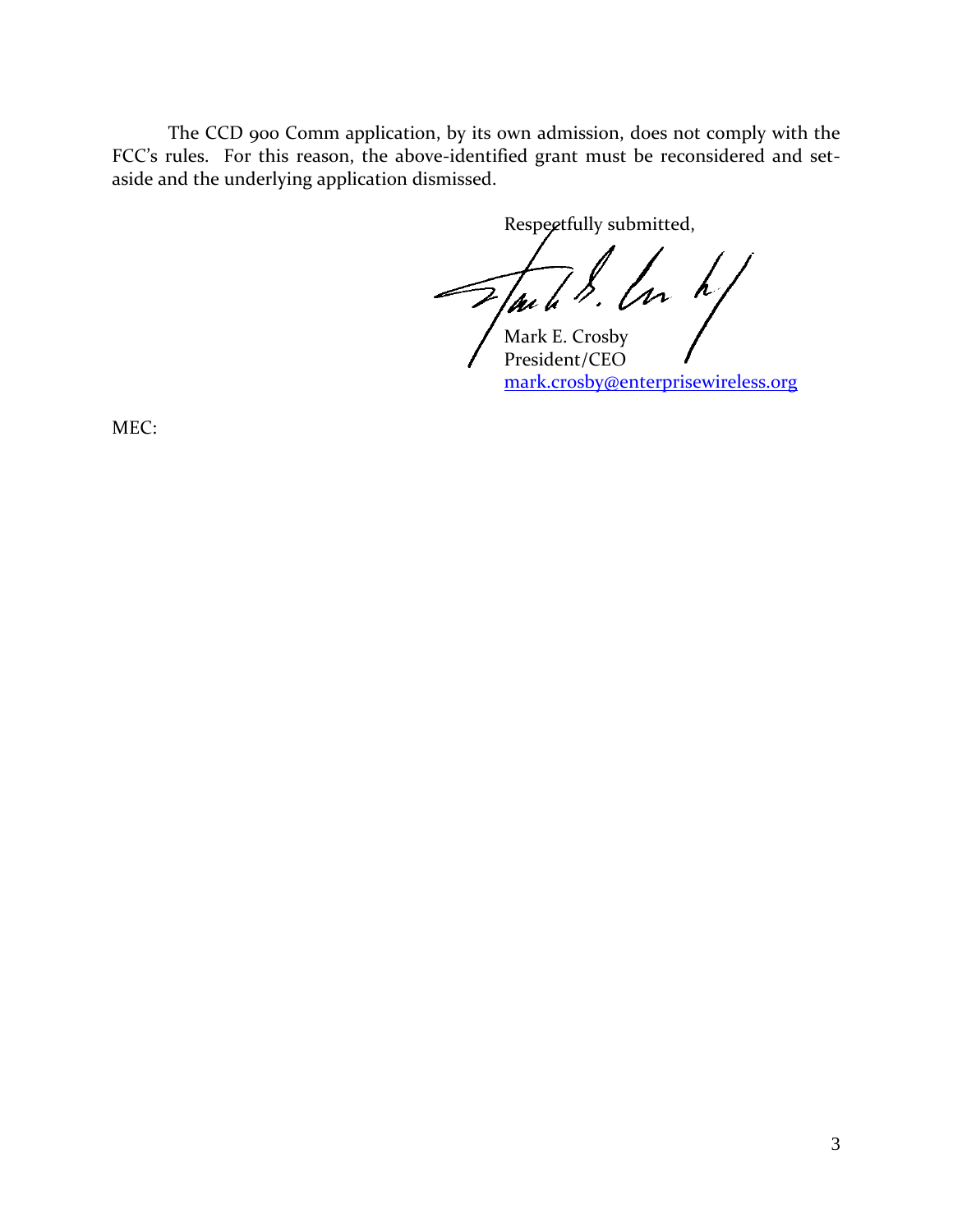The CCD 900 Comm application, by its own admission, does not comply with the FCC's rules. For this reason, the above-identified grant must be reconsidered and set-aside and the underlying application dismissed.

Respectfully submitted,

Mark E. Crosby
President/CEO
mark.crosby@enterprisewireless.org

MEC: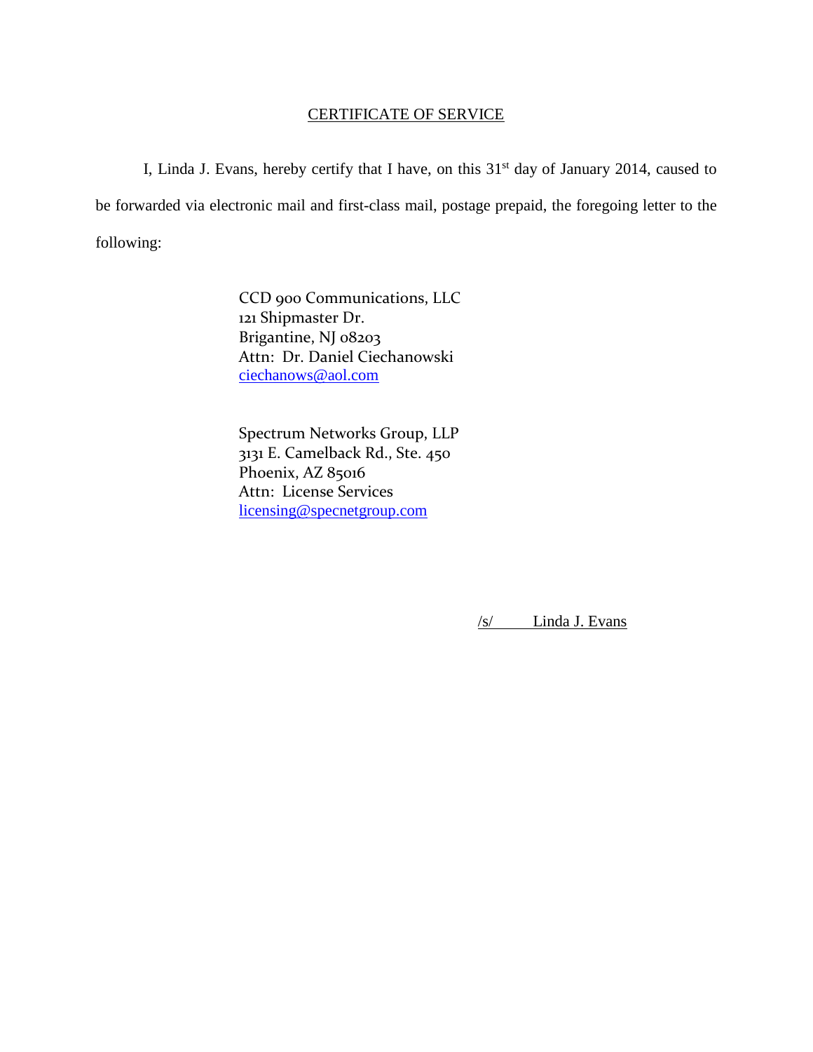CERTIFICATE OF SERVICE

I, Linda J. Evans, hereby certify that I have, on this 31st day of January 2014, caused to be forwarded via electronic mail and first-class mail, postage prepaid, the foregoing letter to the following:

CCD 900 Communications, LLC  
121 Shipmaster Dr.  
Brigantine, NJ 08203  
Attn: Dr. Daniel Ciechanowski  
ciechanows@aol.com

Spectrum Networks Group, LLP  
3131 E. Camelback Rd., Ste. 450  
Phoenix, AZ 85016  
Attn: License Services  
licensing@specnetgroup.com

/s/ Linda J. Evans